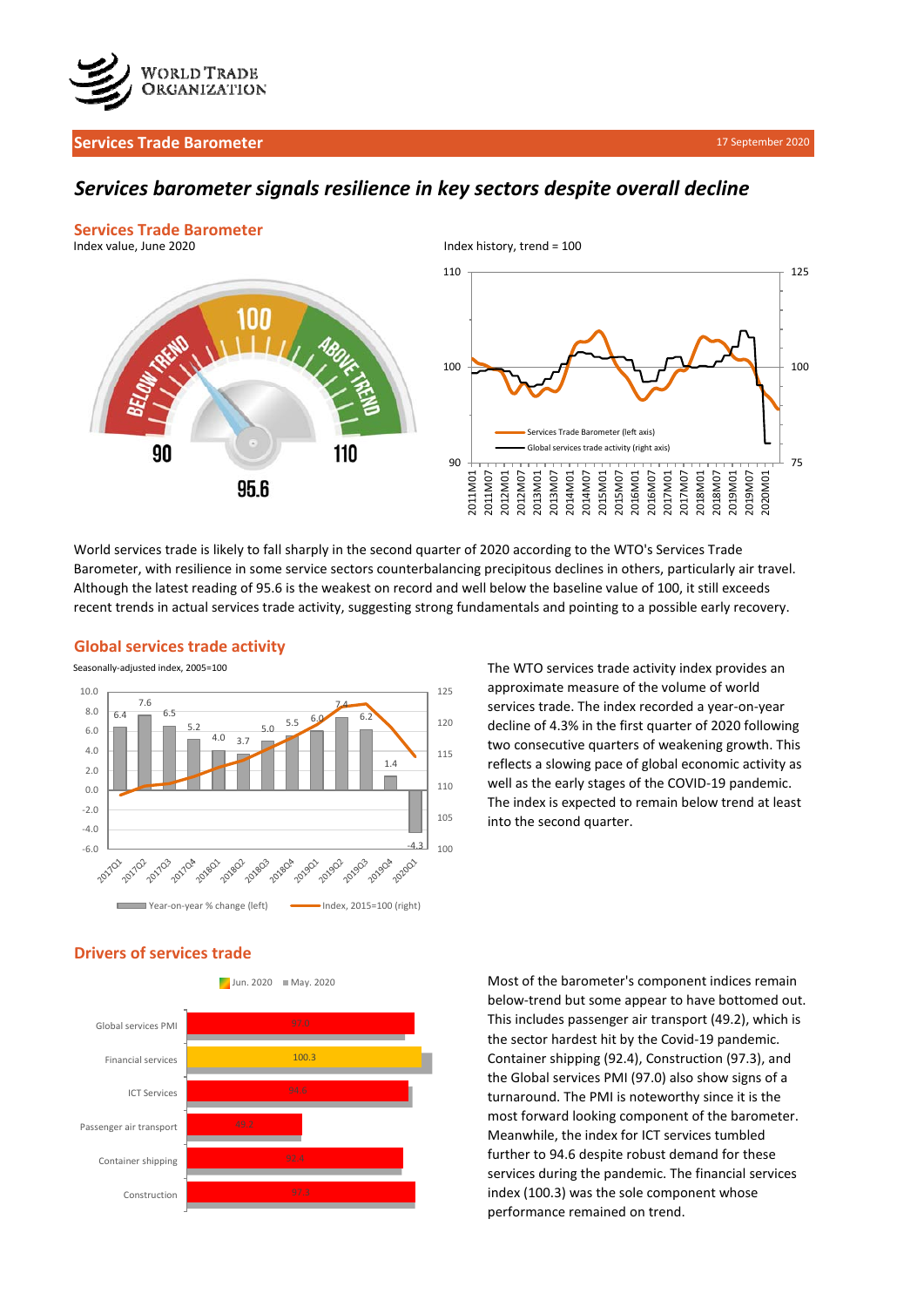# Services Trade Barometer

17 September 2020

## *Services barometer signals resilience in key sectors despite overall decline*

### Services Trade Barometer

Index value, June 2020

Index history, trend = 100

World services trade is likely to fall sharply in the second quarter of 2020 according to the WTO's Services Trade Barometer, with resilience in some service sectors counterbalancing precipitous declines in others, particularly air travel. Although the latest reading of 95.6 is the weakest on record and well below the baseline value of 100, it still exceeds recent trends in actual services trade activity, suggesting strong fundamentals and pointing to a possible early recovery.

### Global services trade activity

Seasonally-adjusted index, 2005=100

The WTO services trade activity index provides an approximate measure of the volume of world services trade. The index recorded a year-on-year decline of 4.3% in the first quarter of 2020 following two consecutive quarters of weakening growth. This reflects a slowing pace of global economic activity as well as the early stages of the COVID-19 pandemic. The index is expected to remain below trend at least into the second quarter.

### Drivers of services trade

Most of the barometer's component indices remain below-trend but some appear to have bottomed out. This includes passenger air transport (49.2), which is the sector hardest hit by the Covid-19 pandemic. Container shipping (92.4), Construction (97.3), and the Global services PMI (97.0) also show signs of a turnaround. The PMI is noteworthy since it is the most forward looking component of the barometer. Meanwhile, the index for ICT services tumbled further to 94.6 despite robust demand for these services during the pandemic. The financial services index (100.3) was the sole component whose performance remained on trend.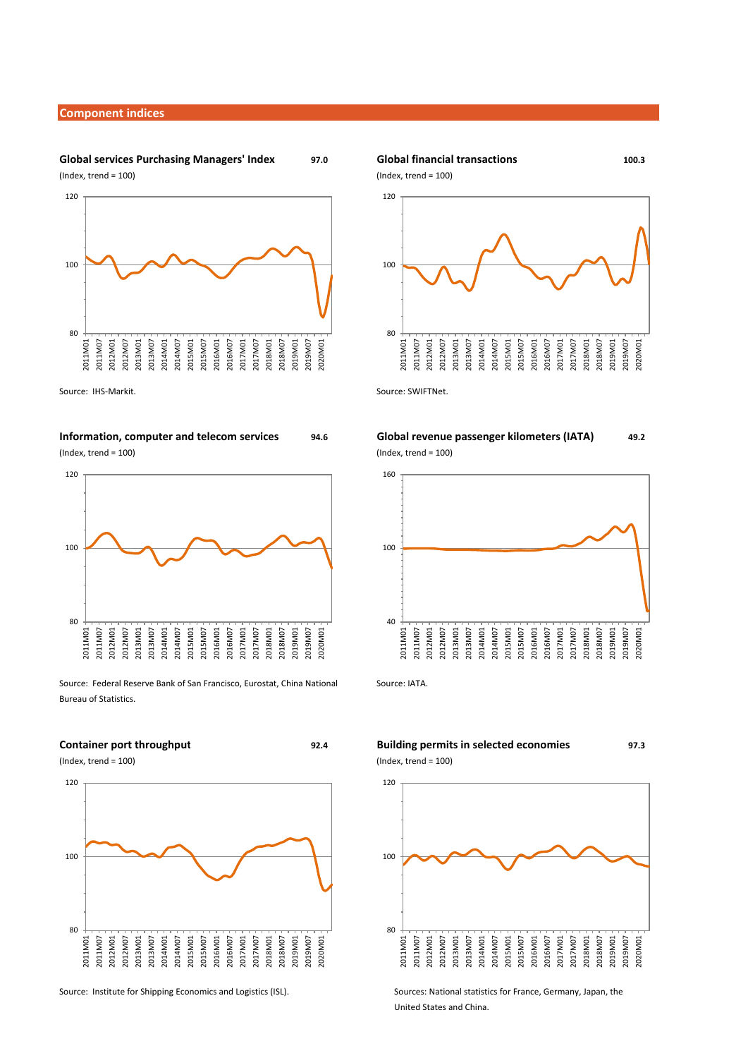## Component indices

**Global services Purchasing Managers' Index** **97.0**

(Index, trend = 100)

Source: IHS-Markit.

**Global financial transactions** **100.3**

(Index, trend = 100)

Source: SWIFTNet.

**Information, computer and telecom services** **94.6**

(Index, trend = 100)

Source: Federal Reserve Bank of San Francisco, Eurostat, China National Bureau of Statistics.

**Global revenue passenger kilometers (IATA)** **49.2**

(Index, trend = 100)

Source: IATA.

**Container port throughput** **92.4**

(Index, trend = 100)

Source: Institute for Shipping Economics and Logistics (ISL).

**Building permits in selected economies** **97.3**

(Index, trend = 100)

Sources: National statistics for France, Germany, Japan, the United States and China.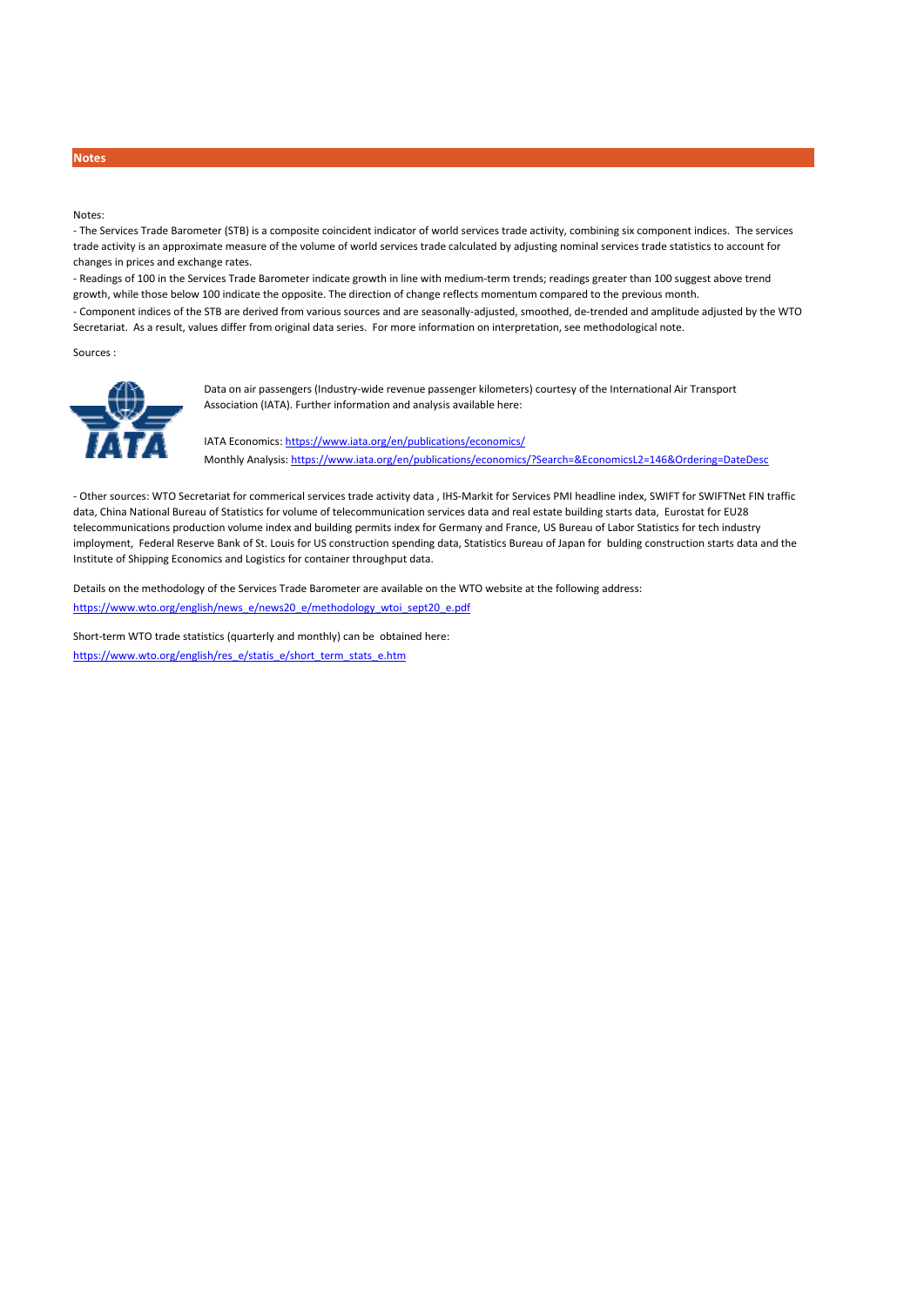## Notes

Notes:

- The Services Trade Barometer (STB) is a composite coincident indicator of world services trade activity, combining six component indices. The services trade activity is an approximate measure of the volume of world services trade calculated by adjusting nominal services trade statistics to account for changes in prices and exchange rates.
- Readings of 100 in the Services Trade Barometer indicate growth in line with medium-term trends; readings greater than 100 suggest above trend growth, while those below 100 indicate the opposite. The direction of change reflects momentum compared to the previous month.
- Component indices of the STB are derived from various sources and are seasonally-adjusted, smoothed, de-trended and amplitude adjusted by the WTO Secretariat. As a result, values differ from original data series. For more information on interpretation, see methodological note.

Sources :

IATA

Data on air passengers (Industry-wide revenue passenger kilometers) courtesy of the International Air Transport Association (IATA). Further information and analysis available here:

IATA Economics: https://www.iata.org/en/publications/economics/
Monthly Analysis: https://www.iata.org/en/publications/economics/?Search=&EconomicsL2=146&Ordering=DateDesc

- Other sources: WTO Secretariat for commerical services trade activity data , IHS-Markit for Services PMI headline index, SWIFT for SWIFTNet FIN traffic data, China National Bureau of Statistics for volume of telecommunication services data and real estate building starts data, Eurostat for EU28 telecommunications production volume index and building permits index for Germany and France, US Bureau of Labor Statistics for tech industry imployment, Federal Reserve Bank of St. Louis for US construction spending data, Statistics Bureau of Japan for bulding construction starts data and the Institute of Shipping Economics and Logistics for container throughput data.

Details on the methodology of the Services Trade Barometer are available on the WTO website at the following address:
https://www.wto.org/english/news_e/news20_e/methodology_wtoi_sept20_e.pdf

Short-term WTO trade statistics (quarterly and monthly) can be obtained here:
https://www.wto.org/english/res_e/statis_e/short_term_stats_e.htm